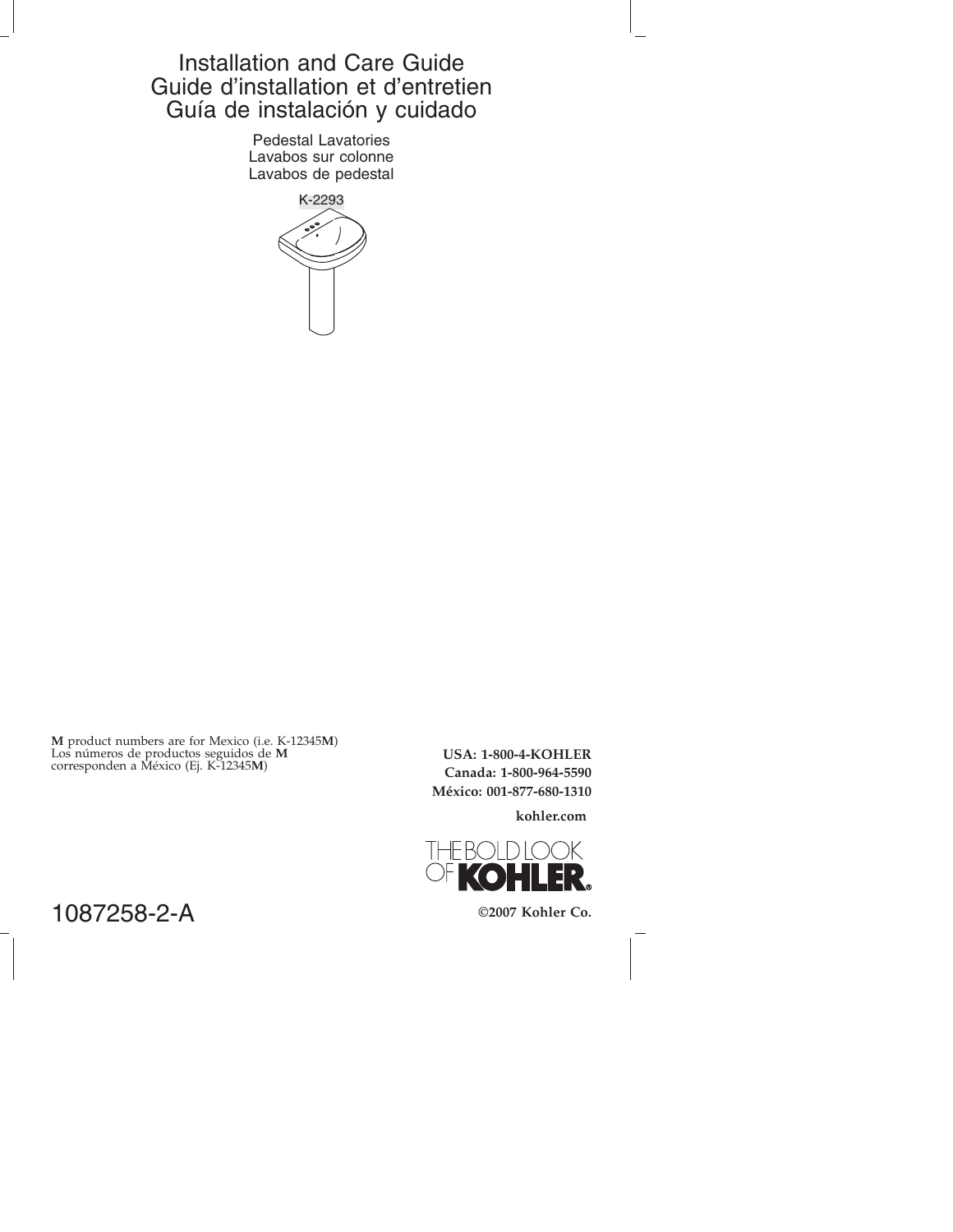# Installation and Care Guide
# Guide d'installation et d'entretien
# Guía de instalación y cuidado

## Pedestal Lavatories
## Lavabos sur colonne
## Lavabos de pedestal

K-2293

**M** product numbers are for Mexico (i.e. K-12345**M**)
Los números de productos seguidos de **M** corresponden a México (Ej. K-12345**M**)

**USA: 1-800-4-KOHLER**
**Canada: 1-800-964-5590**
**México: 001-877-680-1310**

**kohler.com**

THE BOLD LOOK OF **KOHLER**®

1087258-2-A

**©2007 Kohler Co.**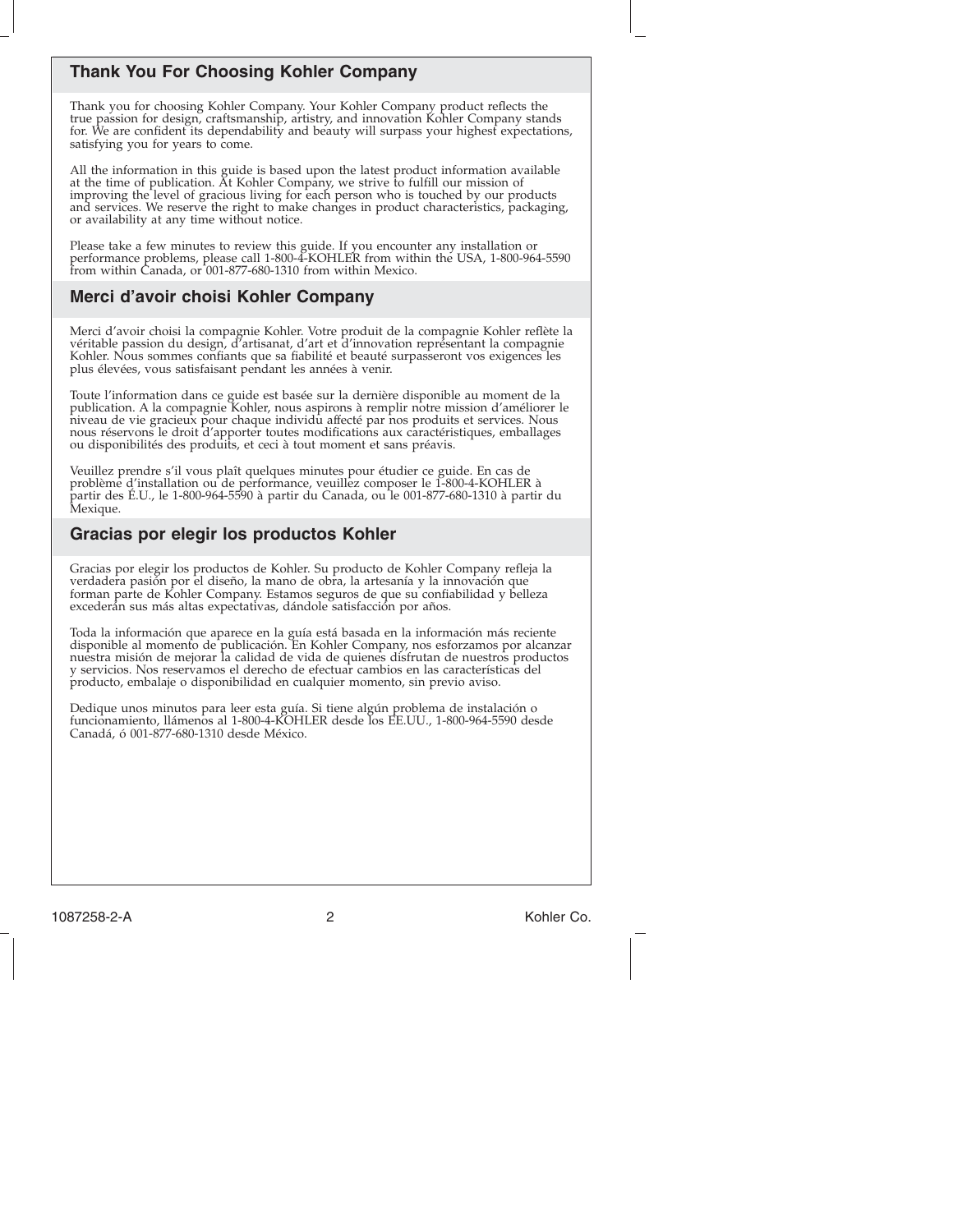## Thank You For Choosing Kohler Company

Thank you for choosing Kohler Company. Your Kohler Company product reflects the true passion for design, craftsmanship, artistry, and innovation Kohler Company stands for. We are confident its dependability and beauty will surpass your highest expectations, satisfying you for years to come.

All the information in this guide is based upon the latest product information available at the time of publication. At Kohler Company, we strive to fulfill our mission of improving the level of gracious living for each person who is touched by our products and services. We reserve the right to make changes in product characteristics, packaging, or availability at any time without notice.

Please take a few minutes to review this guide. If you encounter any installation or performance problems, please call 1-800-4-KOHLER from within the USA, 1-800-964-5590 from within Canada, or 001-877-680-1310 from within Mexico.

## Merci d'avoir choisi Kohler Company

Merci d'avoir choisi la compagnie Kohler. Votre produit de la compagnie Kohler reflète la véritable passion du design, d'artisanat, d'art et d'innovation représentant la compagnie Kohler. Nous sommes confiants que sa fiabilité et beauté surpasseront vos exigences les plus élevées, vous satisfaisant pendant les années à venir.

Toute l'information dans ce guide est basée sur la dernière disponible au moment de la publication. A la compagnie Kohler, nous aspirons à remplir notre mission d'améliorer le niveau de vie gracieux pour chaque individu affecté par nos produits et services. Nous nous réservons le droit d'apporter toutes modifications aux caractéristiques, emballages ou disponibilités des produits, et ceci à tout moment et sans préavis.

Veuillez prendre s'il vous plaît quelques minutes pour étudier ce guide. En cas de problème d'installation ou de performance, veuillez composer le 1-800-4-KOHLER à partir des É.U., le 1-800-964-5590 à partir du Canada, ou le 001-877-680-1310 à partir du Mexique.

## Gracias por elegir los productos Kohler

Gracias por elegir los productos de Kohler. Su producto de Kohler Company refleja la verdadera pasión por el diseño, la mano de obra, la artesanía y la innovación que forman parte de Kohler Company. Estamos seguros de que su confiabilidad y belleza excederán sus más altas expectativas, dándole satisfacción por años.

Toda la información que aparece en la guía está basada en la información más reciente disponible al momento de publicación. En Kohler Company, nos esforzamos por alcanzar nuestra misión de mejorar la calidad de vida de quienes disfrutan de nuestros productos y servicios. Nos reservamos el derecho de efectuar cambios en las características del producto, embalaje o disponibilidad en cualquier momento, sin previo aviso.

Dedique unos minutos para leer esta guía. Si tiene algún problema de instalación o funcionamiento, llámenos al 1-800-4-KOHLER desde los EE.UU., 1-800-964-5590 desde Canadá, ó 001-877-680-1310 desde México.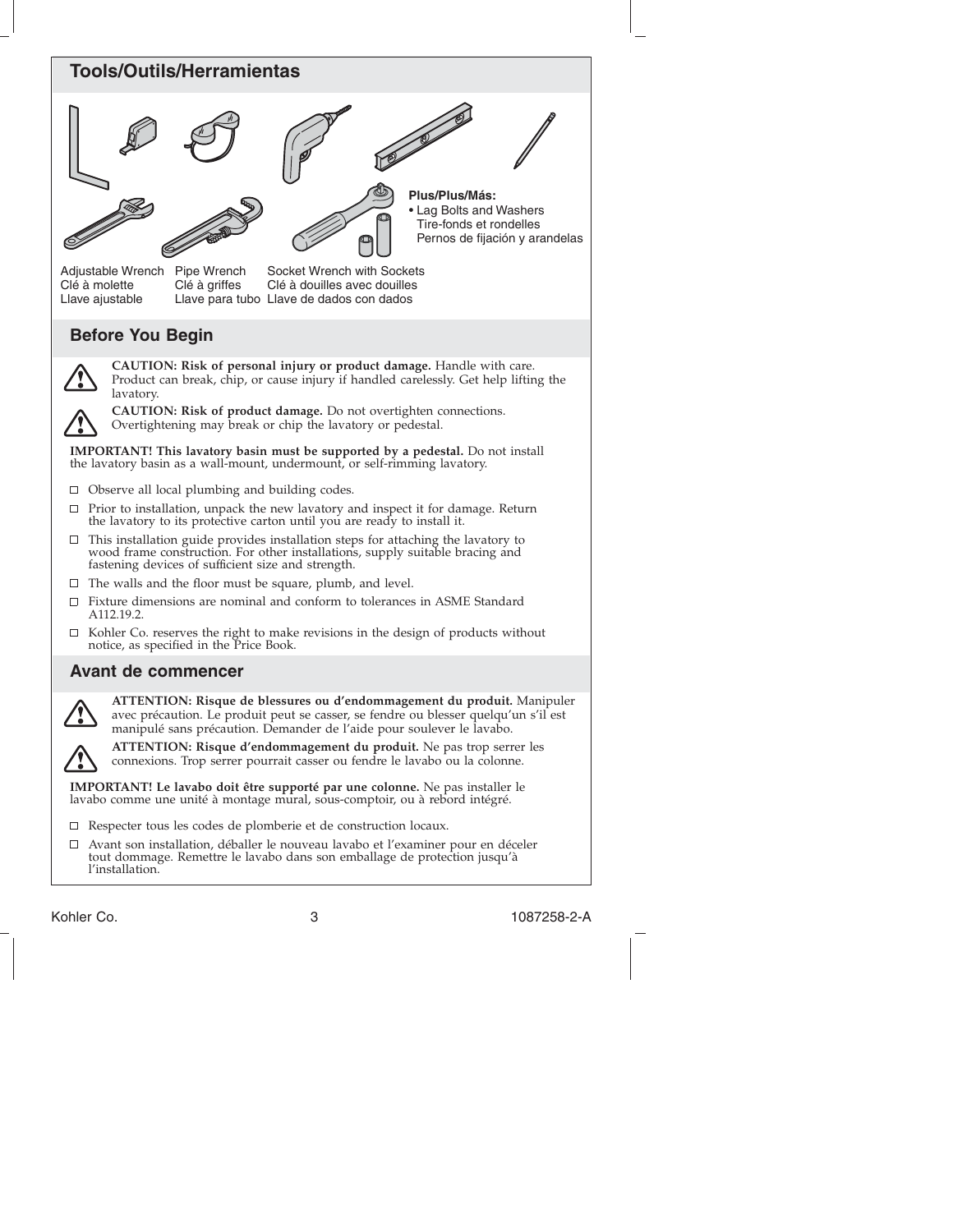## Tools/Outils/Herramientas

Adjustable Wrench
Clé à molette
Llave ajustable

Pipe Wrench
Clé à griffes
Llave para tubo

Socket Wrench with Sockets
Clé à douilles avec douilles
Llave de dados con dados

**Plus/Plus/Más:**

- Lag Bolts and Washers
  Tire-fonds et rondelles
  Pernos de fijación y arandelas

## Before You Begin

**CAUTION: Risk of personal injury or product damage.** Handle with care. Product can break, chip, or cause injury if handled carelessly. Get help lifting the lavatory.

**CAUTION: Risk of product damage.** Do not overtighten connections. Overtightening may break or chip the lavatory or pedestal.

**IMPORTANT! This lavatory basin must be supported by a pedestal.** Do not install the lavatory basin as a wall-mount, undermount, or self-rimming lavatory.

- ☐ Observe all local plumbing and building codes.
- ☐ Prior to installation, unpack the new lavatory and inspect it for damage. Return the lavatory to its protective carton until you are ready to install it.
- ☐ This installation guide provides installation steps for attaching the lavatory to wood frame construction. For other installations, supply suitable bracing and fastening devices of sufficient size and strength.
- ☐ The walls and the floor must be square, plumb, and level.
- ☐ Fixture dimensions are nominal and conform to tolerances in ASME Standard A112.19.2.
- ☐ Kohler Co. reserves the right to make revisions in the design of products without notice, as specified in the Price Book.

## Avant de commencer

**ATTENTION: Risque de blessures ou d'endommagement du produit.** Manipuler avec précaution. Le produit peut se casser, se fendre ou blesser quelqu'un s'il est manipulé sans précaution. Demander de l'aide pour soulever le lavabo.

**ATTENTION: Risque d'endommagement du produit.** Ne pas trop serrer les connexions. Trop serrer pourrait casser ou fendre le lavabo ou la colonne.

**IMPORTANT! Le lavabo doit être supporté par une colonne.** Ne pas installer le lavabo comme une unité à montage mural, sous-comptoir, ou à rebord intégré.

- ☐ Respecter tous les codes de plomberie et de construction locaux.
- ☐ Avant son installation, déballer le nouveau lavabo et l'examiner pour en déceler tout dommage. Remettre le lavabo dans son emballage de protection jusqu'à l'installation.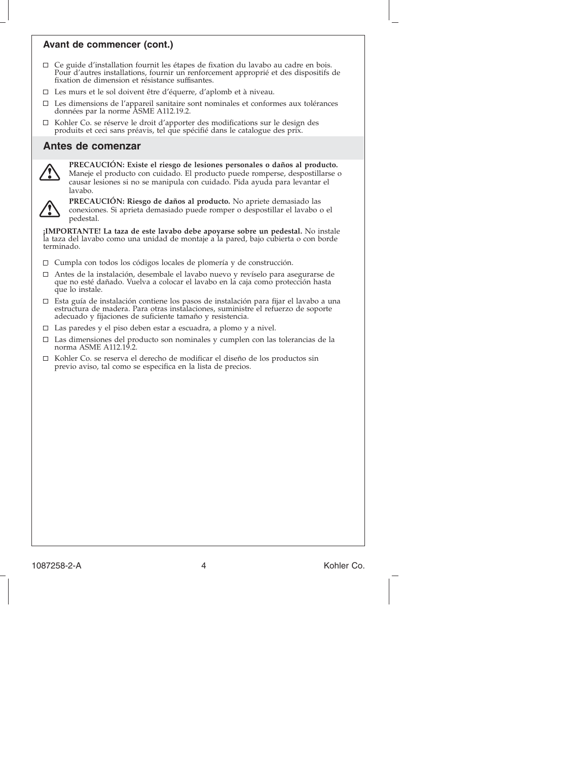## Avant de commencer (cont.)

- Ce guide d'installation fournit les étapes de fixation du lavabo au cadre en bois. Pour d'autres installations, fournir un renforcement approprié et des dispositifs de fixation de dimension et résistance suffisantes.
- Les murs et le sol doivent être d'équerre, d'aplomb et à niveau.
- Les dimensions de l'appareil sanitaire sont nominales et conformes aux tolérances données par la norme ASME A112.19.2.
- Kohler Co. se réserve le droit d'apporter des modifications sur le design des produits et ceci sans préavis, tel que spécifié dans le catalogue des prix.

## Antes de comenzar

**PRECAUCIÓN: Existe el riesgo de lesiones personales o daños al producto.** Maneje el producto con cuidado. El producto puede romperse, despostillarse o causar lesiones si no se manipula con cuidado. Pida ayuda para levantar el lavabo.

**PRECAUCIÓN: Riesgo de daños al producto.** No apriete demasiado las conexiones. Si aprieta demasiado puede romper o despostillar el lavabo o el pedestal.

**¡IMPORTANTE! La taza de este lavabo debe apoyarse sobre un pedestal.** No instale la taza del lavabo como una unidad de montaje a la pared, bajo cubierta o con borde terminado.

- Cumpla con todos los códigos locales de plomería y de construcción.
- Antes de la instalación, desembale el lavabo nuevo y revíselo para asegurarse de que no esté dañado. Vuelva a colocar el lavabo en la caja como protección hasta que lo instale.
- Esta guía de instalación contiene los pasos de instalación para fijar el lavabo a una estructura de madera. Para otras instalaciones, suministre el refuerzo de soporte adecuado y fijaciones de suficiente tamaño y resistencia.
- Las paredes y el piso deben estar a escuadra, a plomo y a nivel.
- Las dimensiones del producto son nominales y cumplen con las tolerancias de la norma ASME A112.19.2.
- Kohler Co. se reserva el derecho de modificar el diseño de los productos sin previo aviso, tal como se especifica en la lista de precios.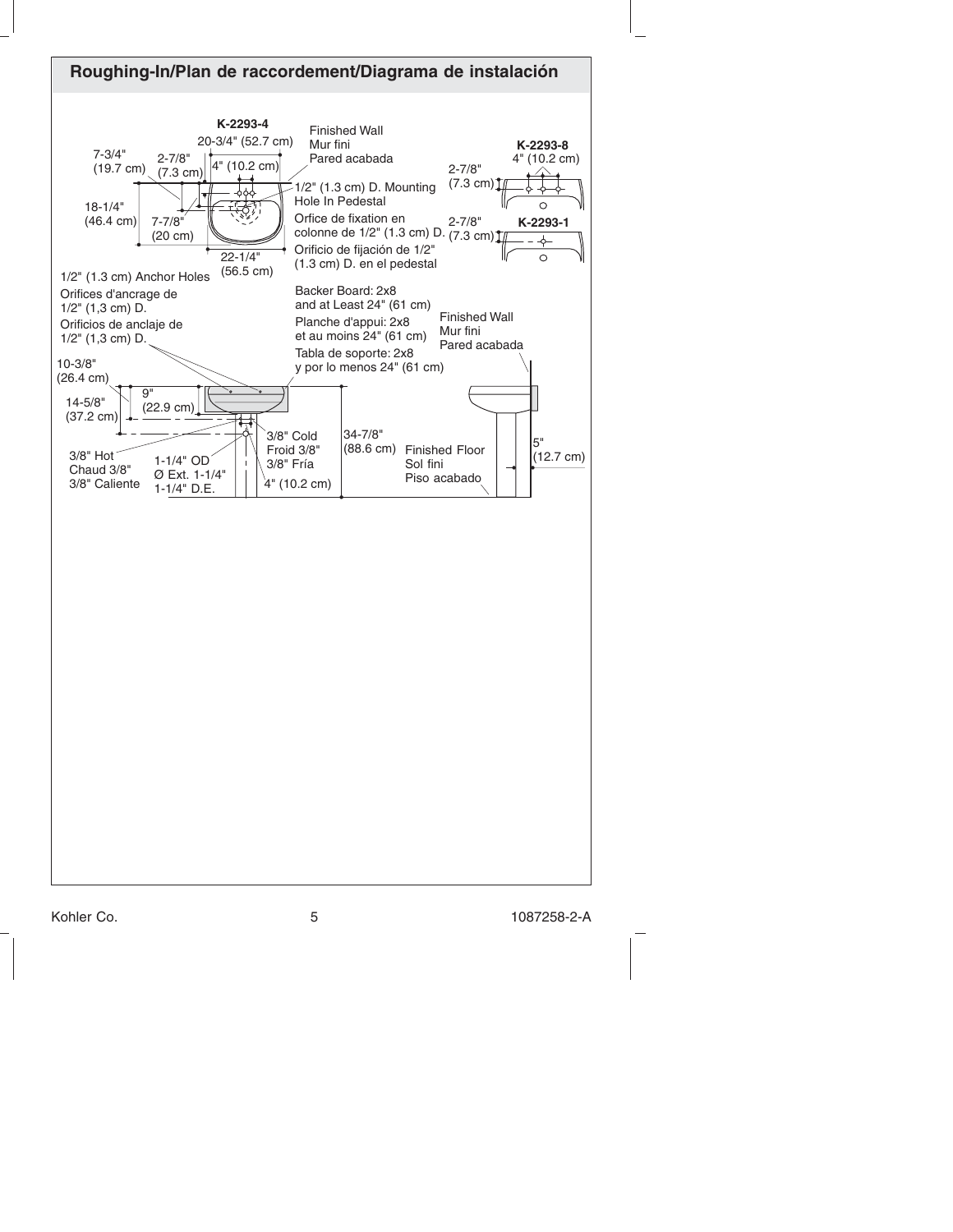## Roughing-In/Plan de raccordement/Diagrama de instalación

**K-2293-4**

20-3/4" (52.7 cm)

Finished Wall
Mur fini
Pared acabada

7-3/4"
(19.7 cm)

2-7/8"
(7.3 cm)

4" (10.2 cm)

1/2" (1.3 cm) D. Mounting Hole In Pedestal
Orfice de fixation en colonne de 1/2" (1.3 cm) D.
Orificio de fijación de 1/2" (1.3 cm) D. en el pedestal

18-1/4"
(46.4 cm)

7-7/8"
(20 cm)

22-1/4"
(56.5 cm)

**K-2293-8**

4" (10.2 cm)

2-7/8"
(7.3 cm)

**K-2293-1**

2-7/8"
(7.3 cm)

1/2" (1.3 cm) Anchor Holes
Orifices d'ancrage de 1/2" (1,3 cm) D.
Orificios de anclaje de 1/2" (1,3 cm) D.

Backer Board: 2x8 and at Least 24" (61 cm)
Planche d'appui: 2x8 et au moins 24" (61 cm)
Tabla de soporte: 2x8 y por lo menos 24" (61 cm)

Finished Wall
Mur fini
Pared acabada

10-3/8"
(26.4 cm)

9"
(22.9 cm)

14-5/8"
(37.2 cm)

3/8" Cold
Froid 3/8"
3/8" Fría

34-7/8"
(88.6 cm)

Finished Floor
Sol fini
Piso acabado

5"
(12.7 cm)

3/8" Hot
Chaud 3/8"
3/8" Caliente

1-1/4" OD
Ø Ext. 1-1/4"
1-1/4" D.E.

4" (10.2 cm)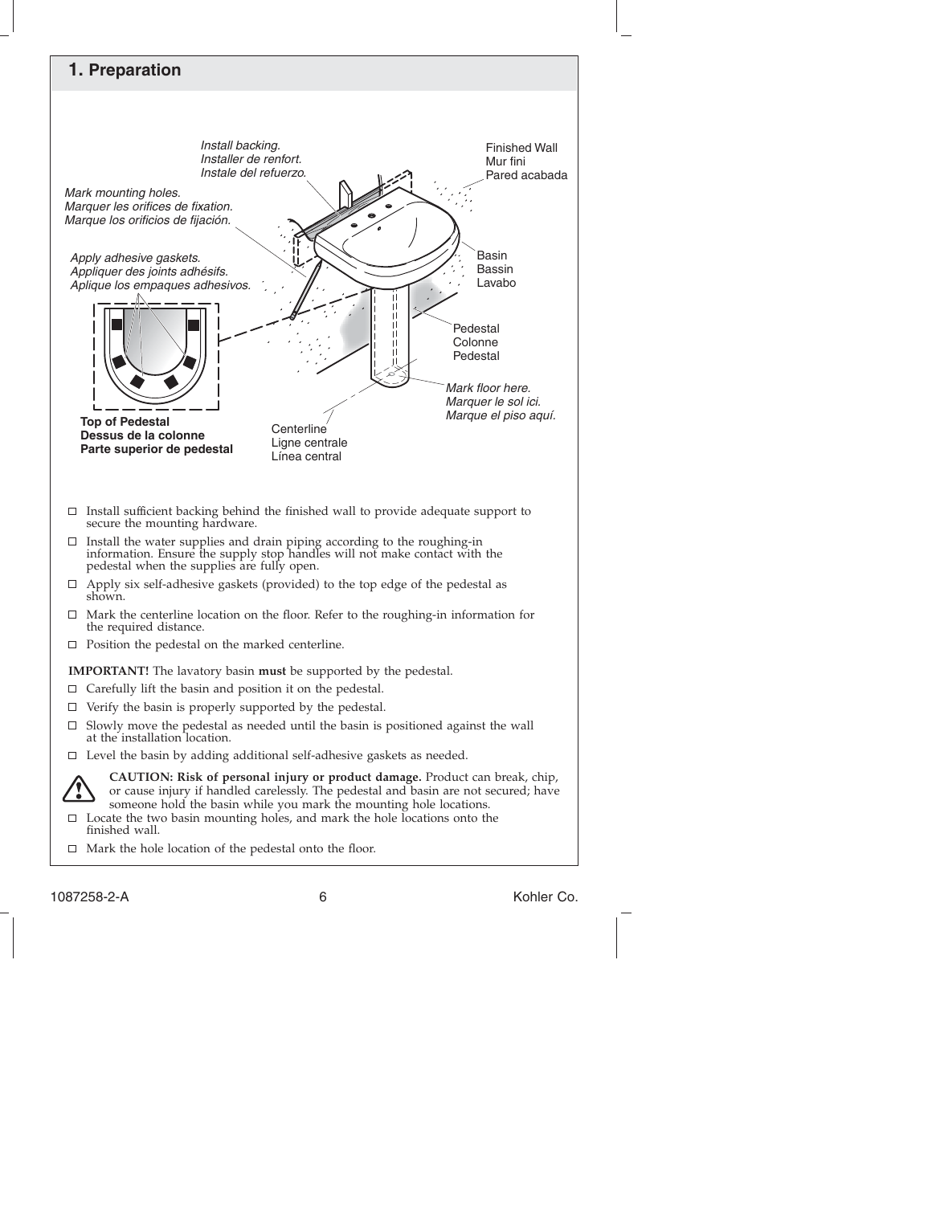## 1. Preparation

Install backing.
Installer de renfort.
Instale del refuerzo.

Mark mounting holes.
Marquer les orifices de fixation.
Marque los orificios de fijación.

Apply adhesive gaskets.
Appliquer des joints adhésifs.
Aplique los empaques adhesivos.

Finished Wall
Mur fini
Pared acabada

Basin
Bassin
Lavabo

Pedestal
Colonne
Pedestal

Mark floor here.
Marquer le sol ici.
Marque el piso aquí.

**Top of Pedestal**
**Dessus de la colonne**
**Parte superior de pedestal**

Centerline
Ligne centrale
Línea central

- ☐ Install sufficient backing behind the finished wall to provide adequate support to secure the mounting hardware.
- ☐ Install the water supplies and drain piping according to the roughing-in information. Ensure the supply stop handles will not make contact with the pedestal when the supplies are fully open.
- ☐ Apply six self-adhesive gaskets (provided) to the top edge of the pedestal as shown.
- ☐ Mark the centerline location on the floor. Refer to the roughing-in information for the required distance.
- ☐ Position the pedestal on the marked centerline.

**IMPORTANT!** The lavatory basin **must** be supported by the pedestal.

- ☐ Carefully lift the basin and position it on the pedestal.
- ☐ Verify the basin is properly supported by the pedestal.
- ☐ Slowly move the pedestal as needed until the basin is positioned against the wall at the installation location.
- ☐ Level the basin by adding additional self-adhesive gaskets as needed.

**CAUTION: Risk of personal injury or product damage.** Product can break, chip, or cause injury if handled carelessly. The pedestal and basin are not secured; have someone hold the basin while you mark the mounting hole locations.

- ☐ Locate the two basin mounting holes, and mark the hole locations onto the finished wall.
- ☐ Mark the hole location of the pedestal onto the floor.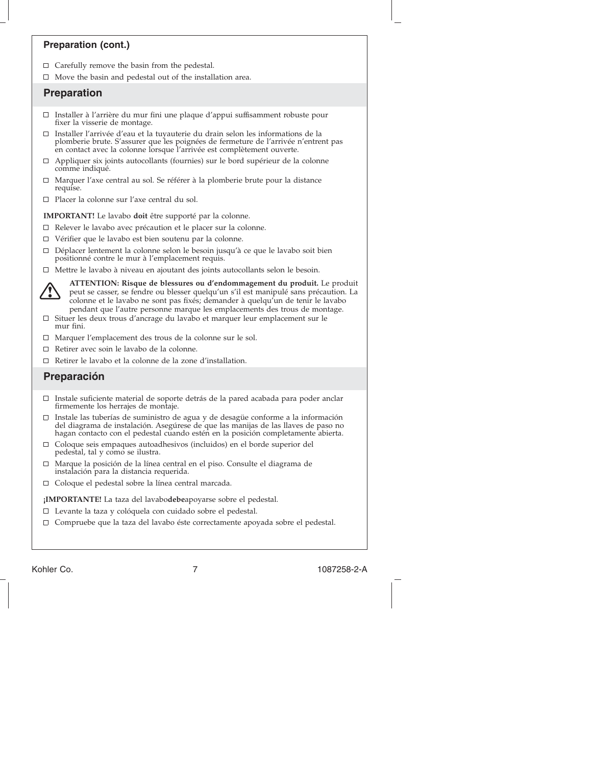## Preparation (cont.)

- ☐ Carefully remove the basin from the pedestal.
- ☐ Move the basin and pedestal out of the installation area.

## Preparation

- ☐ Installer à l'arrière du mur fini une plaque d'appui suffisamment robuste pour fixer la visserie de montage.
- ☐ Installer l'arrivée d'eau et la tuyauterie du drain selon les informations de la plomberie brute. S'assurer que les poignées de fermeture de l'arrivée n'entrent pas en contact avec la colonne lorsque l'arrivée est complètement ouverte.
- ☐ Appliquer six joints autocollants (fournies) sur le bord supérieur de la colonne comme indiqué.
- ☐ Marquer l'axe central au sol. Se référer à la plomberie brute pour la distance requise.
- ☐ Placer la colonne sur l'axe central du sol.

**IMPORTANT!** Le lavabo **doit** être supporté par la colonne.

- ☐ Relever le lavabo avec précaution et le placer sur la colonne.
- ☐ Vérifier que le lavabo est bien soutenu par la colonne.
- ☐ Déplacer lentement la colonne selon le besoin jusqu'à ce que le lavabo soit bien positionné contre le mur à l'emplacement requis.
- ☐ Mettre le lavabo à niveau en ajoutant des joints autocollants selon le besoin.

⚠ **ATTENTION: Risque de blessures ou d'endommagement du produit.** Le produit peut se casser, se fendre ou blesser quelqu'un s'il est manipulé sans précaution. La colonne et le lavabo ne sont pas fixés; demander à quelqu'un de tenir le lavabo pendant que l'autre personne marque les emplacements des trous de montage.

- ☐ Situer les deux trous d'ancrage du lavabo et marquer leur emplacement sur le mur fini.
- ☐ Marquer l'emplacement des trous de la colonne sur le sol.
- ☐ Retirer avec soin le lavabo de la colonne.
- ☐ Retirer le lavabo et la colonne de la zone d'installation.

## Preparación

- ☐ Instale suficiente material de soporte detrás de la pared acabada para poder anclar firmemente los herrajes de montaje.
- ☐ Instale las tuberías de suministro de agua y de desagüe conforme a la información del diagrama de instalación. Asegúrese de que las manijas de las llaves de paso no hagan contacto con el pedestal cuando estén en la posición completamente abierta.
- ☐ Coloque seis empaques autoadhesivos (incluidos) en el borde superior del pedestal, tal y como se ilustra.
- ☐ Marque la posición de la línea central en el piso. Consulte el diagrama de instalación para la distancia requerida.
- ☐ Coloque el pedestal sobre la línea central marcada.

**¡IMPORTANTE!** La taza del lavabo**debe**apoyarse sobre el pedestal.

- ☐ Levante la taza y colóquela con cuidado sobre el pedestal.
- ☐ Compruebe que la taza del lavabo éste correctamente apoyada sobre el pedestal.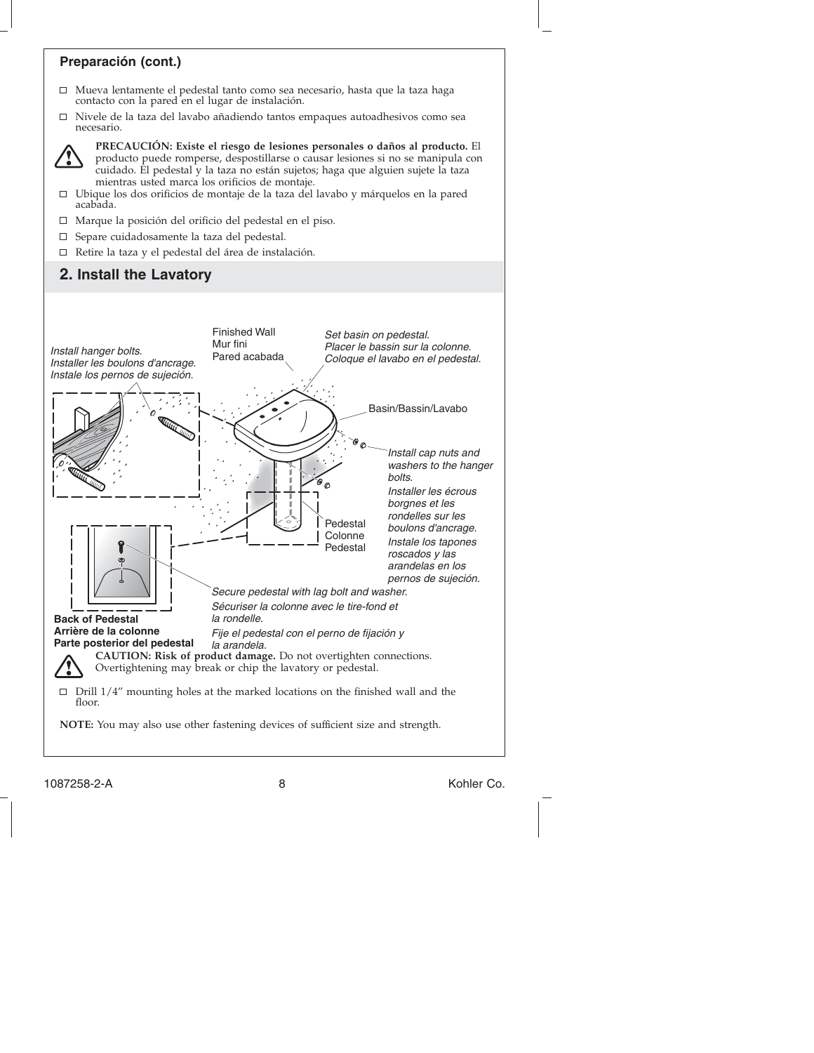### Preparación (cont.)

- ☐ Mueva lentamente el pedestal tanto como sea necesario, hasta que la taza haga contacto con la pared en el lugar de instalación.
- ☐ Nivele de la taza del lavabo añadiendo tantos empaques autoadhesivos como sea necesario.

⚠ **PRECAUCIÓN: Existe el riesgo de lesiones personales o daños al producto.** El producto puede romperse, despostillarse o causar lesiones si no se manipula con cuidado. El pedestal y la taza no están sujetos; haga que alguien sujete la taza mientras usted marca los orificios de montaje.

- ☐ Ubique los dos orificios de montaje de la taza del lavabo y márquelos en la pared acabada.
- ☐ Marque la posición del orificio del pedestal en el piso.
- ☐ Separe cuidadosamente la taza del pedestal.
- ☐ Retire la taza y el pedestal del área de instalación.

## 2. Install the Lavatory

*Install hanger bolts.*
*Installer les boulons d'ancrage.*
*Instale los pernos de sujeción.*

Finished Wall
Mur fini
Pared acabada

*Set basin on pedestal.*
*Placer le bassin sur la colonne.*
*Coloque el lavabo en el pedestal.*

Basin/Bassin/Lavabo

*Install cap nuts and washers to the hanger bolts.*
*Installer les écrous borgnes et les rondelles sur les boulons d'ancrage.*
*Instale los tapones roscados y las arandelas en los pernos de sujeción.*

Pedestal
Colonne
Pedestal

*Secure pedestal with lag bolt and washer.*
*Sécuriser la colonne avec le tire-fond et la rondelle.*
*Fije el pedestal con el perno de fijación y la arandela.*

**Back of Pedestal**
**Arrière de la colonne**
**Parte posterior del pedestal**

⚠ **CAUTION: Risk of product damage.** Do not overtighten connections. Overtightening may break or chip the lavatory or pedestal.

- ☐ Drill 1/4″ mounting holes at the marked locations on the finished wall and the floor.

**NOTE:** You may also use other fastening devices of sufficient size and strength.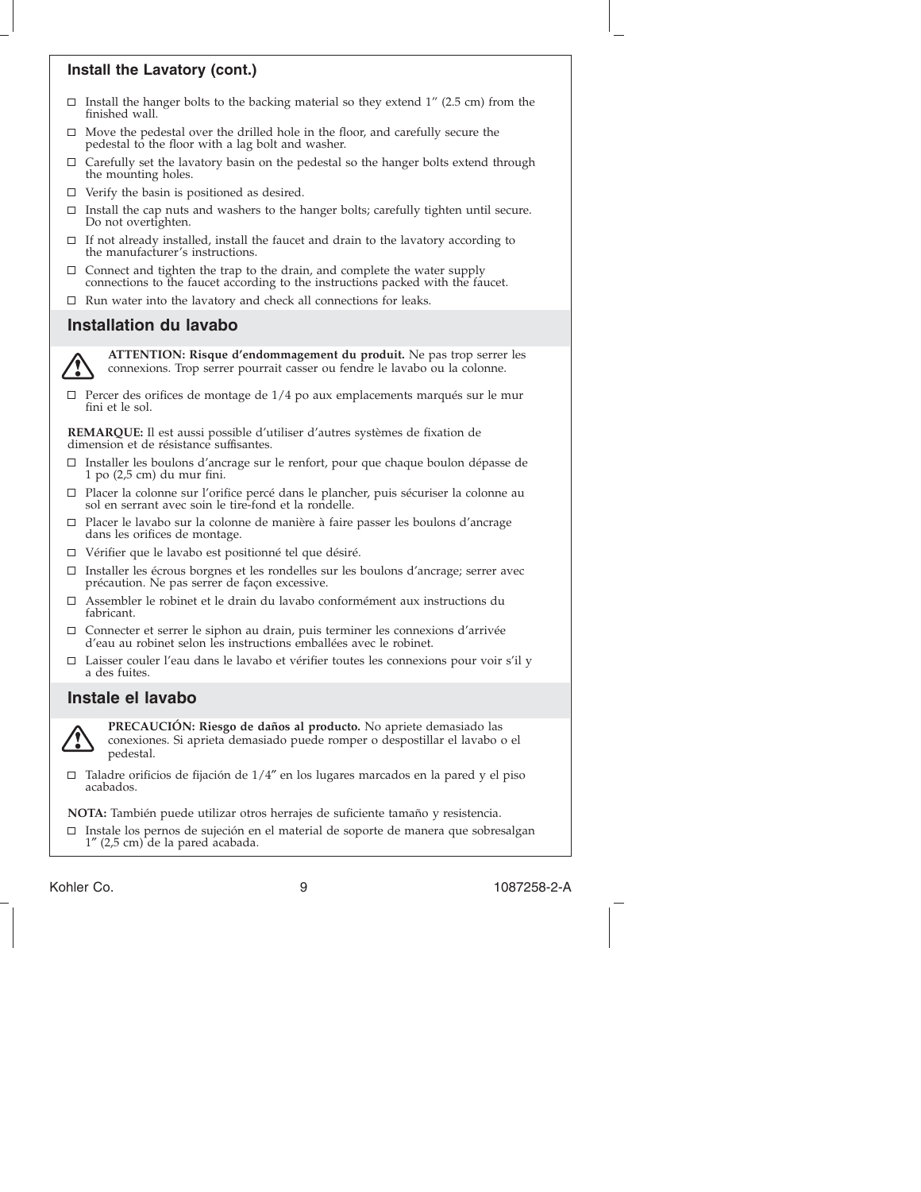## Install the Lavatory (cont.)

- ☐ Install the hanger bolts to the backing material so they extend 1″ (2.5 cm) from the finished wall.
- ☐ Move the pedestal over the drilled hole in the floor, and carefully secure the pedestal to the floor with a lag bolt and washer.
- ☐ Carefully set the lavatory basin on the pedestal so the hanger bolts extend through the mounting holes.
- ☐ Verify the basin is positioned as desired.
- ☐ Install the cap nuts and washers to the hanger bolts; carefully tighten until secure. Do not overtighten.
- ☐ If not already installed, install the faucet and drain to the lavatory according to the manufacturer's instructions.
- ☐ Connect and tighten the trap to the drain, and complete the water supply connections to the faucet according to the instructions packed with the faucet.
- ☐ Run water into the lavatory and check all connections for leaks.

## Installation du lavabo

⚠ **ATTENTION: Risque d'endommagement du produit.** Ne pas trop serrer les connexions. Trop serrer pourrait casser ou fendre le lavabo ou la colonne.

- ☐ Percer des orifices de montage de 1/4 po aux emplacements marqués sur le mur fini et le sol.

**REMARQUE:** Il est aussi possible d'utiliser d'autres systèmes de fixation de dimension et de résistance suffisantes.

- ☐ Installer les boulons d'ancrage sur le renfort, pour que chaque boulon dépasse de 1 po (2,5 cm) du mur fini.
- ☐ Placer la colonne sur l'orifice percé dans le plancher, puis sécuriser la colonne au sol en serrant avec soin le tire-fond et la rondelle.
- ☐ Placer le lavabo sur la colonne de manière à faire passer les boulons d'ancrage dans les orifices de montage.
- ☐ Vérifier que le lavabo est positionné tel que désiré.
- ☐ Installer les écrous borgnes et les rondelles sur les boulons d'ancrage; serrer avec précaution. Ne pas serrer de façon excessive.
- ☐ Assembler le robinet et le drain du lavabo conformément aux instructions du fabricant.
- ☐ Connecter et serrer le siphon au drain, puis terminer les connexions d'arrivée d'eau au robinet selon les instructions emballées avec le robinet.
- ☐ Laisser couler l'eau dans le lavabo et vérifier toutes les connexions pour voir s'il y a des fuites.

## Instale el lavabo

⚠ **PRECAUCIÓN: Riesgo de daños al producto.** No apriete demasiado las conexiones. Si aprieta demasiado puede romper o despostillar el lavabo o el pedestal.

- ☐ Taladre orificios de fijación de 1/4″ en los lugares marcados en la pared y el piso acabados.

**NOTA:** También puede utilizar otros herrajes de suficiente tamaño y resistencia.

- ☐ Instale los pernos de sujeción en el material de soporte de manera que sobresalgan 1″ (2,5 cm) de la pared acabada.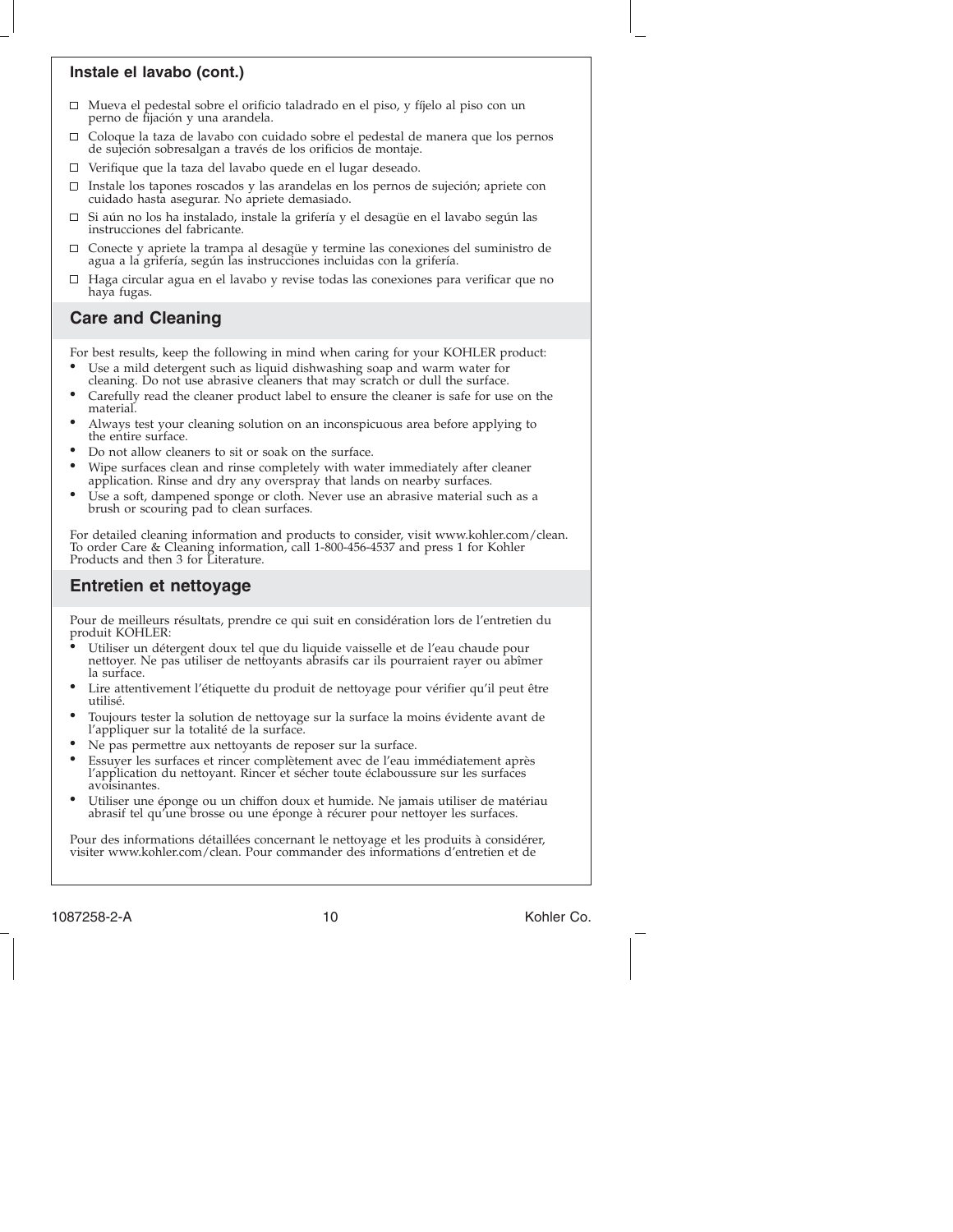### Instale el lavabo (cont.)

- ☐ Mueva el pedestal sobre el orificio taladrado en el piso, y fíjelo al piso con un perno de fijación y una arandela.
- ☐ Coloque la taza de lavabo con cuidado sobre el pedestal de manera que los pernos de sujeción sobresalgan a través de los orificios de montaje.
- ☐ Verifique que la taza del lavabo quede en el lugar deseado.
- ☐ Instale los tapones roscados y las arandelas en los pernos de sujeción; apriete con cuidado hasta asegurar. No apriete demasiado.
- ☐ Si aún no los ha instalado, instale la grifería y el desagüe en el lavabo según las instrucciones del fabricante.
- ☐ Conecte y apriete la trampa al desagüe y termine las conexiones del suministro de agua a la grifería, según las instrucciones incluidas con la grifería.
- ☐ Haga circular agua en el lavabo y revise todas las conexiones para verificar que no haya fugas.

## Care and Cleaning

For best results, keep the following in mind when caring for your KOHLER product:

- Use a mild detergent such as liquid dishwashing soap and warm water for cleaning. Do not use abrasive cleaners that may scratch or dull the surface.
- Carefully read the cleaner product label to ensure the cleaner is safe for use on the material.
- Always test your cleaning solution on an inconspicuous area before applying to the entire surface.
- Do not allow cleaners to sit or soak on the surface.
- Wipe surfaces clean and rinse completely with water immediately after cleaner application. Rinse and dry any overspray that lands on nearby surfaces.
- Use a soft, dampened sponge or cloth. Never use an abrasive material such as a brush or scouring pad to clean surfaces.

For detailed cleaning information and products to consider, visit www.kohler.com/clean. To order Care & Cleaning information, call 1-800-456-4537 and press 1 for Kohler Products and then 3 for Literature.

## Entretien et nettoyage

Pour de meilleurs résultats, prendre ce qui suit en considération lors de l’entretien du produit KOHLER:

- Utiliser un détergent doux tel que du liquide vaisselle et de l’eau chaude pour nettoyer. Ne pas utiliser de nettoyants abrasifs car ils pourraient rayer ou abîmer la surface.
- Lire attentivement l’étiquette du produit de nettoyage pour vérifier qu’il peut être utilisé.
- Toujours tester la solution de nettoyage sur la surface la moins évidente avant de l’appliquer sur la totalité de la surface.
- Ne pas permettre aux nettoyants de reposer sur la surface.
- Essuyer les surfaces et rincer complètement avec de l’eau immédiatement après l’application du nettoyant. Rincer et sécher toute éclaboussure sur les surfaces avoisinantes.
- Utiliser une éponge ou un chiffon doux et humide. Ne jamais utiliser de matériau abrasif tel qu’une brosse ou une éponge à récurer pour nettoyer les surfaces.

Pour des informations détaillées concernant le nettoyage et les produits à considérer, visiter www.kohler.com/clean. Pour commander des informations d’entretien et de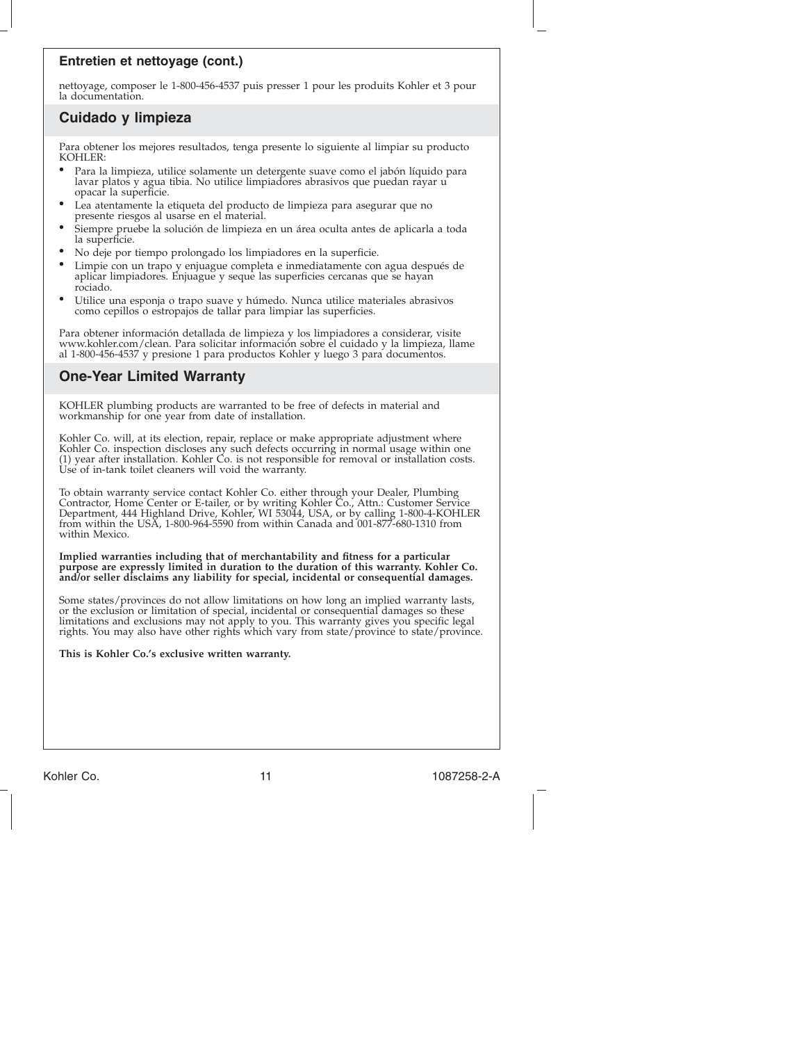## Entretien et nettoyage (cont.)

nettoyage, composer le 1-800-456-4537 puis presser 1 pour les produits Kohler et 3 pour la documentation.

## Cuidado y limpieza

Para obtener los mejores resultados, tenga presente lo siguiente al limpiar su producto KOHLER:

- Para la limpieza, utilice solamente un detergente suave como el jabón líquido para lavar platos y agua tibia. No utilice limpiadores abrasivos que puedan rayar u opacar la superficie.
- Lea atentamente la etiqueta del producto de limpieza para asegurar que no presente riesgos al usarse en el material.
- Siempre pruebe la solución de limpieza en un área oculta antes de aplicarla a toda la superficie.
- No deje por tiempo prolongado los limpiadores en la superficie.
- Limpie con un trapo y enjuague completa e inmediatamente con agua después de aplicar limpiadores. Enjuague y seque las superficies cercanas que se hayan rociado.
- Utilice una esponja o trapo suave y húmedo. Nunca utilice materiales abrasivos como cepillos o estropajos de tallar para limpiar las superficies.

Para obtener información detallada de limpieza y los limpiadores a considerar, visite www.kohler.com/clean. Para solicitar información sobre el cuidado y la limpieza, llame al 1-800-456-4537 y presione 1 para productos Kohler y luego 3 para documentos.

## One-Year Limited Warranty

KOHLER plumbing products are warranted to be free of defects in material and workmanship for one year from date of installation.

Kohler Co. will, at its election, repair, replace or make appropriate adjustment where Kohler Co. inspection discloses any such defects occurring in normal usage within one (1) year after installation. Kohler Co. is not responsible for removal or installation costs. Use of in-tank toilet cleaners will void the warranty.

To obtain warranty service contact Kohler Co. either through your Dealer, Plumbing Contractor, Home Center or E-tailer, or by writing Kohler Co., Attn.: Customer Service Department, 444 Highland Drive, Kohler, WI 53044, USA, or by calling 1-800-4-KOHLER from within the USA, 1-800-964-5590 from within Canada and 001-877-680-1310 from within Mexico.

**Implied warranties including that of merchantability and fitness for a particular purpose are expressly limited in duration to the duration of this warranty. Kohler Co. and/or seller disclaims any liability for special, incidental or consequential damages.**

Some states/provinces do not allow limitations on how long an implied warranty lasts, or the exclusion or limitation of special, incidental or consequential damages so these limitations and exclusions may not apply to you. This warranty gives you specific legal rights. You may also have other rights which vary from state/province to state/province.

**This is Kohler Co.'s exclusive written warranty.**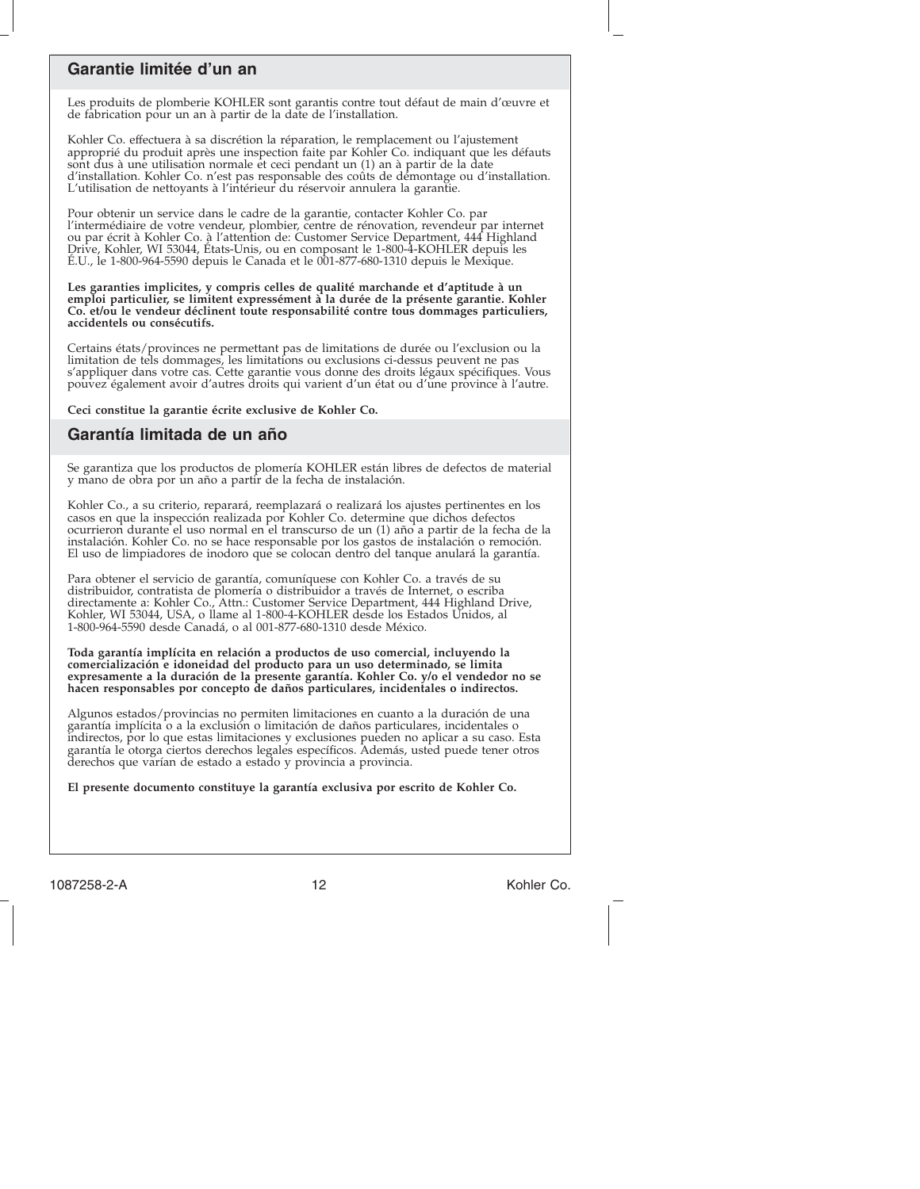## Garantie limitée d'un an

Les produits de plomberie KOHLER sont garantis contre tout défaut de main d'œuvre et de fabrication pour un an à partir de la date de l'installation.

Kohler Co. effectuera à sa discrétion la réparation, le remplacement ou l'ajustement approprié du produit après une inspection faite par Kohler Co. indiquant que les défauts sont dus à une utilisation normale et ceci pendant un (1) an à partir de la date d'installation. Kohler Co. n'est pas responsable des coûts de démontage ou d'installation. L'utilisation de nettoyants à l'intérieur du réservoir annulera la garantie.

Pour obtenir un service dans le cadre de la garantie, contacter Kohler Co. par l'intermédiaire de votre vendeur, plombier, centre de rénovation, revendeur par internet ou par écrit à Kohler Co. à l'attention de: Customer Service Department, 444 Highland Drive, Kohler, WI 53044, États-Unis, ou en composant le 1-800-4-KOHLER depuis les É.U., le 1-800-964-5590 depuis le Canada et le 001-877-680-1310 depuis le Mexique.

**Les garanties implicites, y compris celles de qualité marchande et d'aptitude à un emploi particulier, se limitent expressément à la durée de la présente garantie. Kohler Co. et/ou le vendeur déclinent toute responsabilité contre tous dommages particuliers, accidentels ou consécutifs.**

Certains états/provinces ne permettant pas de limitations de durée ou l'exclusion ou la limitation de tels dommages, les limitations ou exclusions ci-dessus peuvent ne pas s'appliquer dans votre cas. Cette garantie vous donne des droits légaux spécifiques. Vous pouvez également avoir d'autres droits qui varient d'un état ou d'une province à l'autre.

**Ceci constitue la garantie écrite exclusive de Kohler Co.**

## Garantía limitada de un año

Se garantiza que los productos de plomería KOHLER están libres de defectos de material y mano de obra por un año a partir de la fecha de instalación.

Kohler Co., a su criterio, reparará, reemplazará o realizará los ajustes pertinentes en los casos en que la inspección realizada por Kohler Co. determine que dichos defectos ocurrieron durante el uso normal en el transcurso de un (1) año a partir de la fecha de la instalación. Kohler Co. no se hace responsable por los gastos de instalación o remoción. El uso de limpiadores de inodoro que se colocan dentro del tanque anulará la garantía.

Para obtener el servicio de garantía, comuníquese con Kohler Co. a través de su distribuidor, contratista de plomería o distribuidor a través de Internet, o escriba directamente a: Kohler Co., Attn.: Customer Service Department, 444 Highland Drive, Kohler, WI 53044, USA, o llame al 1-800-4-KOHLER desde los Estados Unidos, al 1-800-964-5590 desde Canadá, o al 001-877-680-1310 desde México.

**Toda garantía implícita en relación a productos de uso comercial, incluyendo la comercialización e idoneidad del producto para un uso determinado, se limita expresamente a la duración de la presente garantía. Kohler Co. y/o el vendedor no se hacen responsables por concepto de daños particulares, incidentales o indirectos.**

Algunos estados/provincias no permiten limitaciones en cuanto a la duración de una garantía implícita o a la exclusión o limitación de daños particulares, incidentales o indirectos, por lo que estas limitaciones y exclusiones pueden no aplicar a su caso. Esta garantía le otorga ciertos derechos legales específicos. Además, usted puede tener otros derechos que varían de estado a estado y provincia a provincia.

**El presente documento constituye la garantía exclusiva por escrito de Kohler Co.**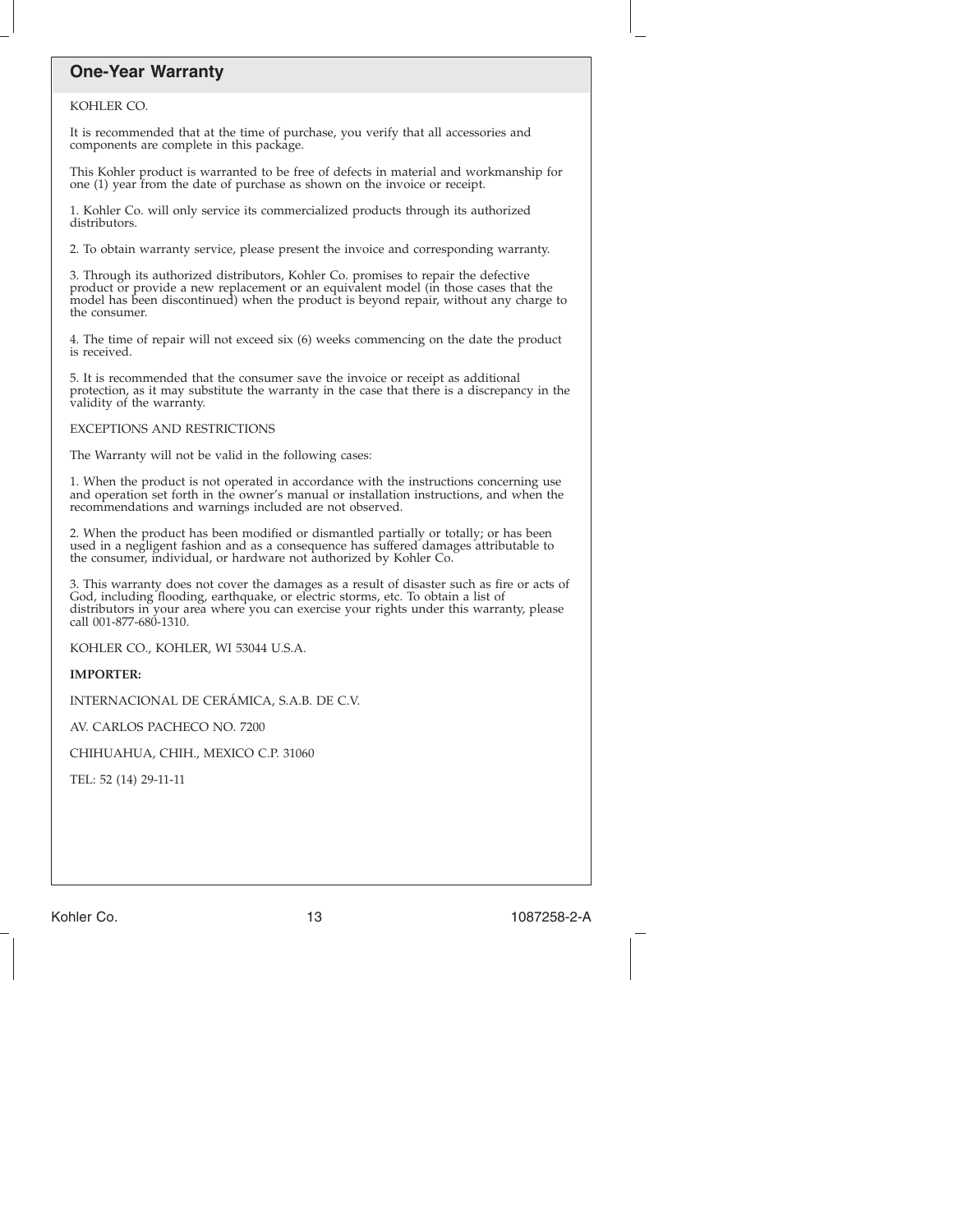## One-Year Warranty

KOHLER CO.

It is recommended that at the time of purchase, you verify that all accessories and components are complete in this package.

This Kohler product is warranted to be free of defects in material and workmanship for one (1) year from the date of purchase as shown on the invoice or receipt.

1. Kohler Co. will only service its commercialized products through its authorized distributors.

2. To obtain warranty service, please present the invoice and corresponding warranty.

3. Through its authorized distributors, Kohler Co. promises to repair the defective product or provide a new replacement or an equivalent model (in those cases that the model has been discontinued) when the product is beyond repair, without any charge to the consumer.

4. The time of repair will not exceed six (6) weeks commencing on the date the product is received.

5. It is recommended that the consumer save the invoice or receipt as additional protection, as it may substitute the warranty in the case that there is a discrepancy in the validity of the warranty.

EXCEPTIONS AND RESTRICTIONS

The Warranty will not be valid in the following cases:

1. When the product is not operated in accordance with the instructions concerning use and operation set forth in the owner's manual or installation instructions, and when the recommendations and warnings included are not observed.

2. When the product has been modified or dismantled partially or totally; or has been used in a negligent fashion and as a consequence has suffered damages attributable to the consumer, individual, or hardware not authorized by Kohler Co.

3. This warranty does not cover the damages as a result of disaster such as fire or acts of God, including flooding, earthquake, or electric storms, etc. To obtain a list of distributors in your area where you can exercise your rights under this warranty, please call 001-877-680-1310.

KOHLER CO., KOHLER, WI 53044 U.S.A.

**IMPORTER:**

INTERNACIONAL DE CERÁMICA, S.A.B. DE C.V.

AV. CARLOS PACHECO NO. 7200

CHIHUAHUA, CHIH., MEXICO C.P. 31060

TEL: 52 (14) 29-11-11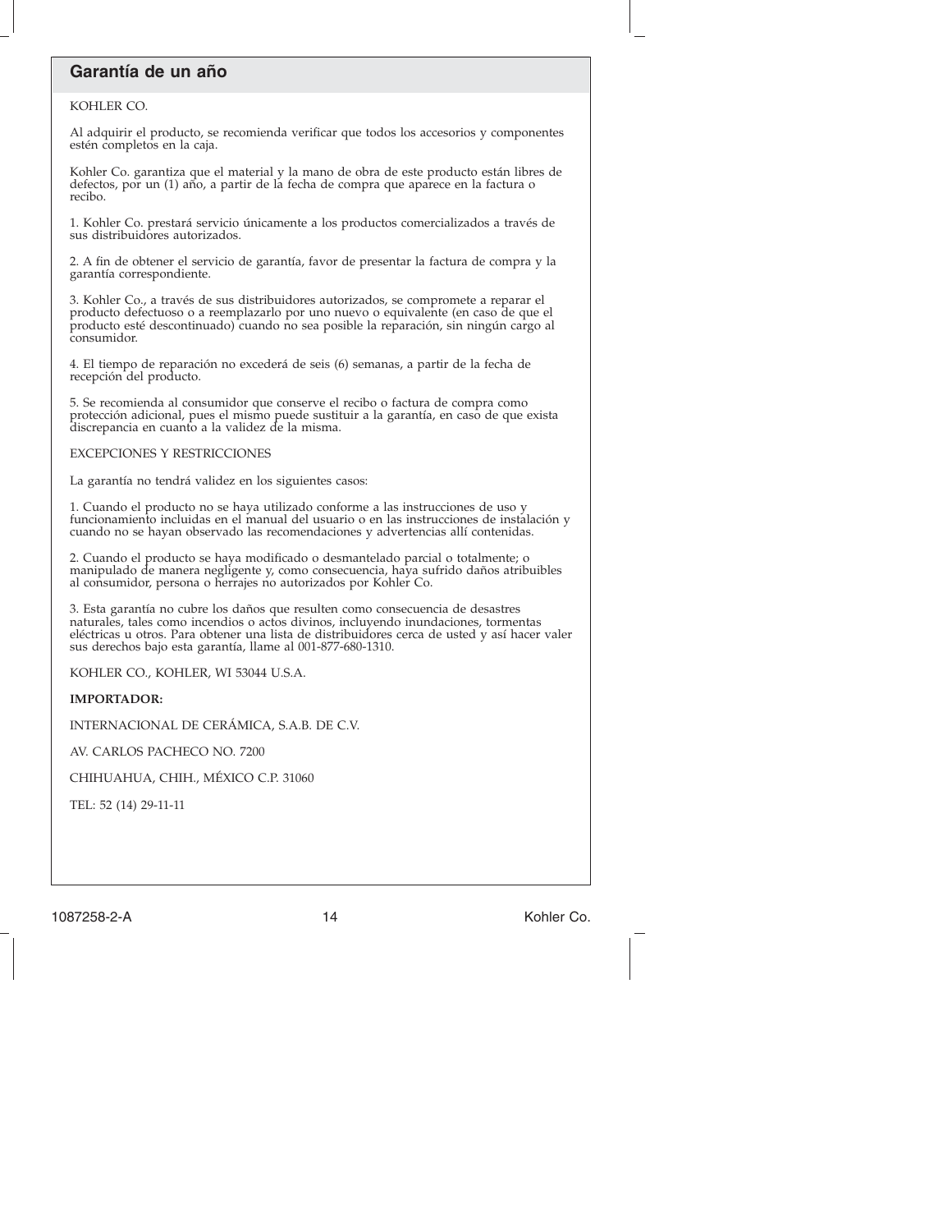## Garantía de un año

KOHLER CO.

Al adquirir el producto, se recomienda verificar que todos los accesorios y componentes estén completos en la caja.

Kohler Co. garantiza que el material y la mano de obra de este producto están libres de defectos, por un (1) año, a partir de la fecha de compra que aparece en la factura o recibo.

1. Kohler Co. prestará servicio únicamente a los productos comercializados a través de sus distribuidores autorizados.

2. A fin de obtener el servicio de garantía, favor de presentar la factura de compra y la garantía correspondiente.

3. Kohler Co., a través de sus distribuidores autorizados, se compromete a reparar el producto defectuoso o a reemplazarlo por uno nuevo o equivalente (en caso de que el producto esté descontinuado) cuando no sea posible la reparación, sin ningún cargo al consumidor.

4. El tiempo de reparación no excederá de seis (6) semanas, a partir de la fecha de recepción del producto.

5. Se recomienda al consumidor que conserve el recibo o factura de compra como protección adicional, pues el mismo puede sustituir a la garantía, en caso de que exista discrepancia en cuanto a la validez de la misma.

EXCEPCIONES Y RESTRICCIONES

La garantía no tendrá validez en los siguientes casos:

1. Cuando el producto no se haya utilizado conforme a las instrucciones de uso y funcionamiento incluidas en el manual del usuario o en las instrucciones de instalación y cuando no se hayan observado las recomendaciones y advertencias allí contenidas.

2. Cuando el producto se haya modificado o desmantelado parcial o totalmente; o manipulado de manera negligente y, como consecuencia, haya sufrido daños atribuibles al consumidor, persona o herrajes no autorizados por Kohler Co.

3. Esta garantía no cubre los daños que resulten como consecuencia de desastres naturales, tales como incendios o actos divinos, incluyendo inundaciones, tormentas eléctricas u otros. Para obtener una lista de distribuidores cerca de usted y así hacer valer sus derechos bajo esta garantía, llame al 001-877-680-1310.

KOHLER CO., KOHLER, WI 53044 U.S.A.

**IMPORTADOR:**

INTERNACIONAL DE CERÁMICA, S.A.B. DE C.V.

AV. CARLOS PACHECO NO. 7200

CHIHUAHUA, CHIH., MÉXICO C.P. 31060

TEL: 52 (14) 29-11-11

1087258-2-A

Kohler Co.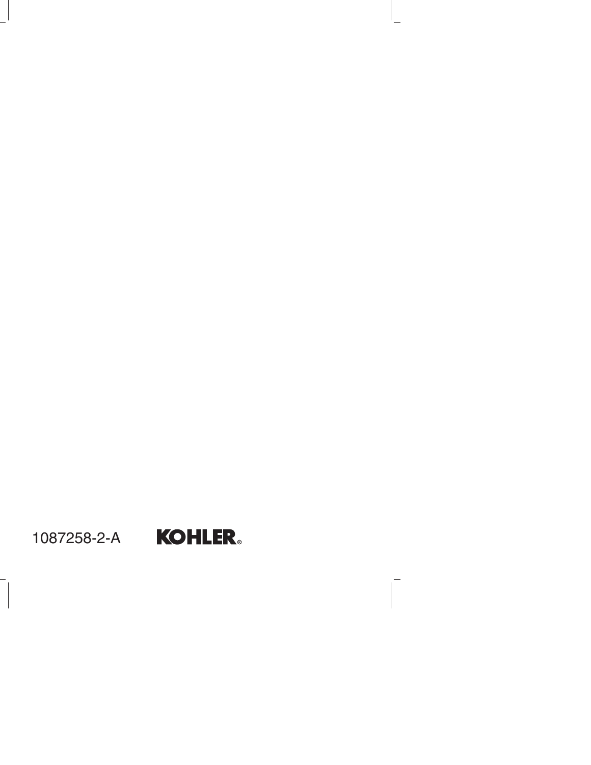1087258-2-A KOHLER®